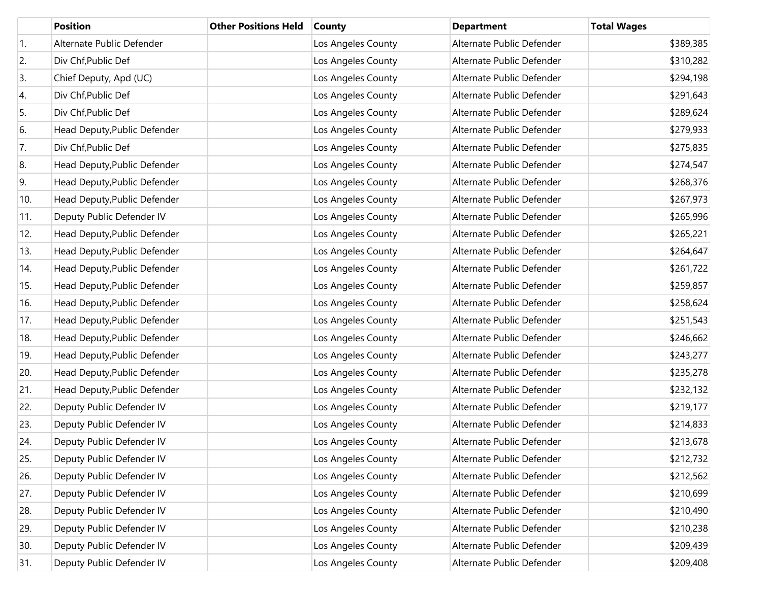| | Position | Other Positions Held | County | Department | Total Wages |
|---|---|---|---|---|---|
| 1. | Alternate Public Defender | | Los Angeles County | Alternate Public Defender | $389,385 |
| 2. | Div Chf,Public Def | | Los Angeles County | Alternate Public Defender | $310,282 |
| 3. | Chief Deputy, Apd (UC) | | Los Angeles County | Alternate Public Defender | $294,198 |
| 4. | Div Chf,Public Def | | Los Angeles County | Alternate Public Defender | $291,643 |
| 5. | Div Chf,Public Def | | Los Angeles County | Alternate Public Defender | $289,624 |
| 6. | Head Deputy,Public Defender | | Los Angeles County | Alternate Public Defender | $279,933 |
| 7. | Div Chf,Public Def | | Los Angeles County | Alternate Public Defender | $275,835 |
| 8. | Head Deputy,Public Defender | | Los Angeles County | Alternate Public Defender | $274,547 |
| 9. | Head Deputy,Public Defender | | Los Angeles County | Alternate Public Defender | $268,376 |
| 10. | Head Deputy,Public Defender | | Los Angeles County | Alternate Public Defender | $267,973 |
| 11. | Deputy Public Defender IV | | Los Angeles County | Alternate Public Defender | $265,996 |
| 12. | Head Deputy,Public Defender | | Los Angeles County | Alternate Public Defender | $265,221 |
| 13. | Head Deputy,Public Defender | | Los Angeles County | Alternate Public Defender | $264,647 |
| 14. | Head Deputy,Public Defender | | Los Angeles County | Alternate Public Defender | $261,722 |
| 15. | Head Deputy,Public Defender | | Los Angeles County | Alternate Public Defender | $259,857 |
| 16. | Head Deputy,Public Defender | | Los Angeles County | Alternate Public Defender | $258,624 |
| 17. | Head Deputy,Public Defender | | Los Angeles County | Alternate Public Defender | $251,543 |
| 18. | Head Deputy,Public Defender | | Los Angeles County | Alternate Public Defender | $246,662 |
| 19. | Head Deputy,Public Defender | | Los Angeles County | Alternate Public Defender | $243,277 |
| 20. | Head Deputy,Public Defender | | Los Angeles County | Alternate Public Defender | $235,278 |
| 21. | Head Deputy,Public Defender | | Los Angeles County | Alternate Public Defender | $232,132 |
| 22. | Deputy Public Defender IV | | Los Angeles County | Alternate Public Defender | $219,177 |
| 23. | Deputy Public Defender IV | | Los Angeles County | Alternate Public Defender | $214,833 |
| 24. | Deputy Public Defender IV | | Los Angeles County | Alternate Public Defender | $213,678 |
| 25. | Deputy Public Defender IV | | Los Angeles County | Alternate Public Defender | $212,732 |
| 26. | Deputy Public Defender IV | | Los Angeles County | Alternate Public Defender | $212,562 |
| 27. | Deputy Public Defender IV | | Los Angeles County | Alternate Public Defender | $210,699 |
| 28. | Deputy Public Defender IV | | Los Angeles County | Alternate Public Defender | $210,490 |
| 29. | Deputy Public Defender IV | | Los Angeles County | Alternate Public Defender | $210,238 |
| 30. | Deputy Public Defender IV | | Los Angeles County | Alternate Public Defender | $209,439 |
| 31. | Deputy Public Defender IV | | Los Angeles County | Alternate Public Defender | $209,408 |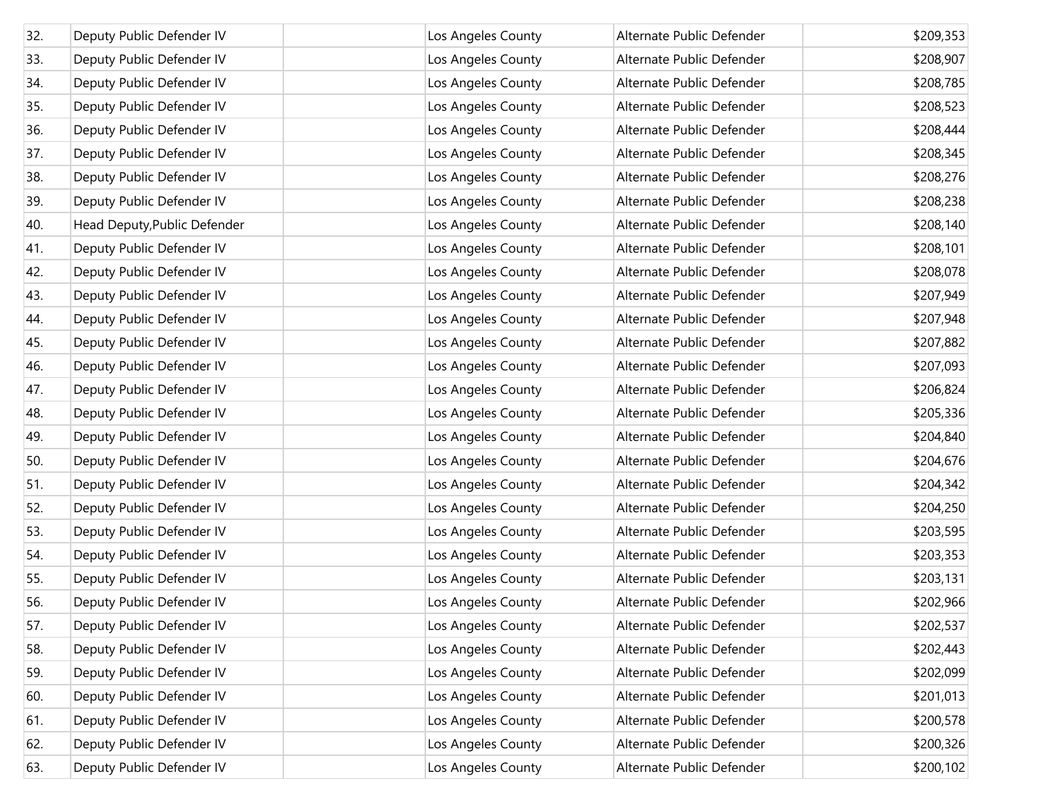| | | | | | |
|---|---|---|---|---|---|
| 32. | Deputy Public Defender IV | | Los Angeles County | Alternate Public Defender | $209,353 |
| 33. | Deputy Public Defender IV | | Los Angeles County | Alternate Public Defender | $208,907 |
| 34. | Deputy Public Defender IV | | Los Angeles County | Alternate Public Defender | $208,785 |
| 35. | Deputy Public Defender IV | | Los Angeles County | Alternate Public Defender | $208,523 |
| 36. | Deputy Public Defender IV | | Los Angeles County | Alternate Public Defender | $208,444 |
| 37. | Deputy Public Defender IV | | Los Angeles County | Alternate Public Defender | $208,345 |
| 38. | Deputy Public Defender IV | | Los Angeles County | Alternate Public Defender | $208,276 |
| 39. | Deputy Public Defender IV | | Los Angeles County | Alternate Public Defender | $208,238 |
| 40. | Head Deputy,Public Defender | | Los Angeles County | Alternate Public Defender | $208,140 |
| 41. | Deputy Public Defender IV | | Los Angeles County | Alternate Public Defender | $208,101 |
| 42. | Deputy Public Defender IV | | Los Angeles County | Alternate Public Defender | $208,078 |
| 43. | Deputy Public Defender IV | | Los Angeles County | Alternate Public Defender | $207,949 |
| 44. | Deputy Public Defender IV | | Los Angeles County | Alternate Public Defender | $207,948 |
| 45. | Deputy Public Defender IV | | Los Angeles County | Alternate Public Defender | $207,882 |
| 46. | Deputy Public Defender IV | | Los Angeles County | Alternate Public Defender | $207,093 |
| 47. | Deputy Public Defender IV | | Los Angeles County | Alternate Public Defender | $206,824 |
| 48. | Deputy Public Defender IV | | Los Angeles County | Alternate Public Defender | $205,336 |
| 49. | Deputy Public Defender IV | | Los Angeles County | Alternate Public Defender | $204,840 |
| 50. | Deputy Public Defender IV | | Los Angeles County | Alternate Public Defender | $204,676 |
| 51. | Deputy Public Defender IV | | Los Angeles County | Alternate Public Defender | $204,342 |
| 52. | Deputy Public Defender IV | | Los Angeles County | Alternate Public Defender | $204,250 |
| 53. | Deputy Public Defender IV | | Los Angeles County | Alternate Public Defender | $203,595 |
| 54. | Deputy Public Defender IV | | Los Angeles County | Alternate Public Defender | $203,353 |
| 55. | Deputy Public Defender IV | | Los Angeles County | Alternate Public Defender | $203,131 |
| 56. | Deputy Public Defender IV | | Los Angeles County | Alternate Public Defender | $202,966 |
| 57. | Deputy Public Defender IV | | Los Angeles County | Alternate Public Defender | $202,537 |
| 58. | Deputy Public Defender IV | | Los Angeles County | Alternate Public Defender | $202,443 |
| 59. | Deputy Public Defender IV | | Los Angeles County | Alternate Public Defender | $202,099 |
| 60. | Deputy Public Defender IV | | Los Angeles County | Alternate Public Defender | $201,013 |
| 61. | Deputy Public Defender IV | | Los Angeles County | Alternate Public Defender | $200,578 |
| 62. | Deputy Public Defender IV | | Los Angeles County | Alternate Public Defender | $200,326 |
| 63. | Deputy Public Defender IV | | Los Angeles County | Alternate Public Defender | $200,102 |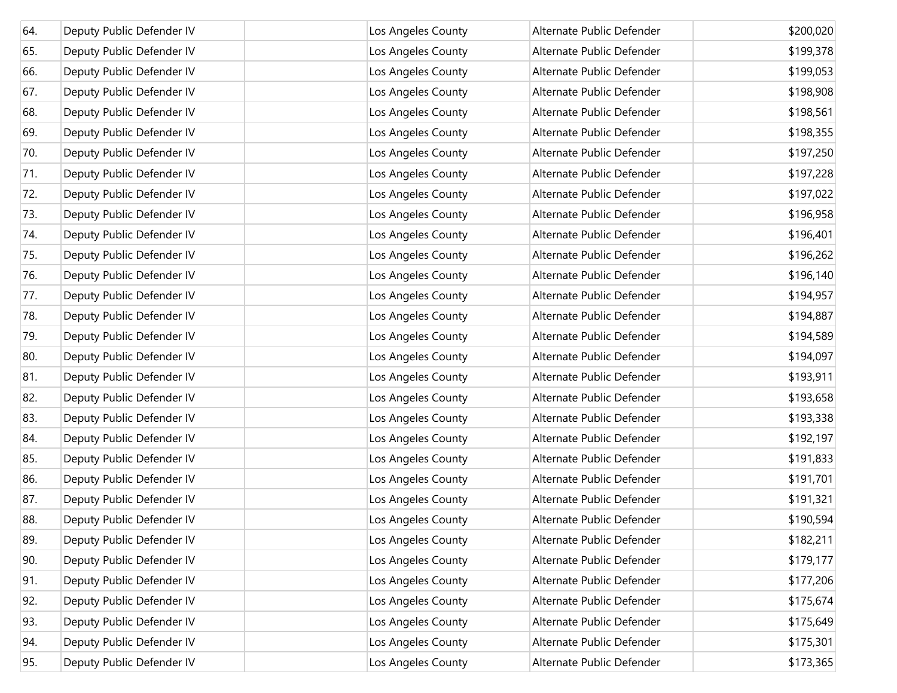| | | | | | |
|---|---|---|---|---|---|
| 64. | Deputy Public Defender IV | | Los Angeles County | Alternate Public Defender | $200,020 |
| 65. | Deputy Public Defender IV | | Los Angeles County | Alternate Public Defender | $199,378 |
| 66. | Deputy Public Defender IV | | Los Angeles County | Alternate Public Defender | $199,053 |
| 67. | Deputy Public Defender IV | | Los Angeles County | Alternate Public Defender | $198,908 |
| 68. | Deputy Public Defender IV | | Los Angeles County | Alternate Public Defender | $198,561 |
| 69. | Deputy Public Defender IV | | Los Angeles County | Alternate Public Defender | $198,355 |
| 70. | Deputy Public Defender IV | | Los Angeles County | Alternate Public Defender | $197,250 |
| 71. | Deputy Public Defender IV | | Los Angeles County | Alternate Public Defender | $197,228 |
| 72. | Deputy Public Defender IV | | Los Angeles County | Alternate Public Defender | $197,022 |
| 73. | Deputy Public Defender IV | | Los Angeles County | Alternate Public Defender | $196,958 |
| 74. | Deputy Public Defender IV | | Los Angeles County | Alternate Public Defender | $196,401 |
| 75. | Deputy Public Defender IV | | Los Angeles County | Alternate Public Defender | $196,262 |
| 76. | Deputy Public Defender IV | | Los Angeles County | Alternate Public Defender | $196,140 |
| 77. | Deputy Public Defender IV | | Los Angeles County | Alternate Public Defender | $194,957 |
| 78. | Deputy Public Defender IV | | Los Angeles County | Alternate Public Defender | $194,887 |
| 79. | Deputy Public Defender IV | | Los Angeles County | Alternate Public Defender | $194,589 |
| 80. | Deputy Public Defender IV | | Los Angeles County | Alternate Public Defender | $194,097 |
| 81. | Deputy Public Defender IV | | Los Angeles County | Alternate Public Defender | $193,911 |
| 82. | Deputy Public Defender IV | | Los Angeles County | Alternate Public Defender | $193,658 |
| 83. | Deputy Public Defender IV | | Los Angeles County | Alternate Public Defender | $193,338 |
| 84. | Deputy Public Defender IV | | Los Angeles County | Alternate Public Defender | $192,197 |
| 85. | Deputy Public Defender IV | | Los Angeles County | Alternate Public Defender | $191,833 |
| 86. | Deputy Public Defender IV | | Los Angeles County | Alternate Public Defender | $191,701 |
| 87. | Deputy Public Defender IV | | Los Angeles County | Alternate Public Defender | $191,321 |
| 88. | Deputy Public Defender IV | | Los Angeles County | Alternate Public Defender | $190,594 |
| 89. | Deputy Public Defender IV | | Los Angeles County | Alternate Public Defender | $182,211 |
| 90. | Deputy Public Defender IV | | Los Angeles County | Alternate Public Defender | $179,177 |
| 91. | Deputy Public Defender IV | | Los Angeles County | Alternate Public Defender | $177,206 |
| 92. | Deputy Public Defender IV | | Los Angeles County | Alternate Public Defender | $175,674 |
| 93. | Deputy Public Defender IV | | Los Angeles County | Alternate Public Defender | $175,649 |
| 94. | Deputy Public Defender IV | | Los Angeles County | Alternate Public Defender | $175,301 |
| 95. | Deputy Public Defender IV | | Los Angeles County | Alternate Public Defender | $173,365 |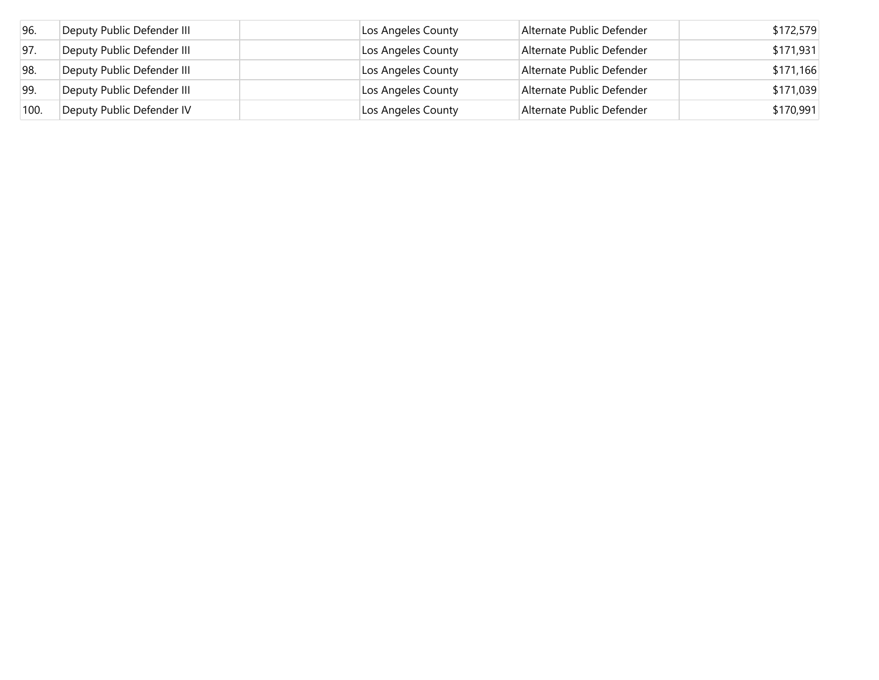| | | | | | |
|---|---|---|---|---|---|
| 96. | Deputy Public Defender III | | Los Angeles County | Alternate Public Defender | $172,579 |
| 97. | Deputy Public Defender III | | Los Angeles County | Alternate Public Defender | $171,931 |
| 98. | Deputy Public Defender III | | Los Angeles County | Alternate Public Defender | $171,166 |
| 99. | Deputy Public Defender III | | Los Angeles County | Alternate Public Defender | $171,039 |
| 100. | Deputy Public Defender IV | | Los Angeles County | Alternate Public Defender | $170,991 |